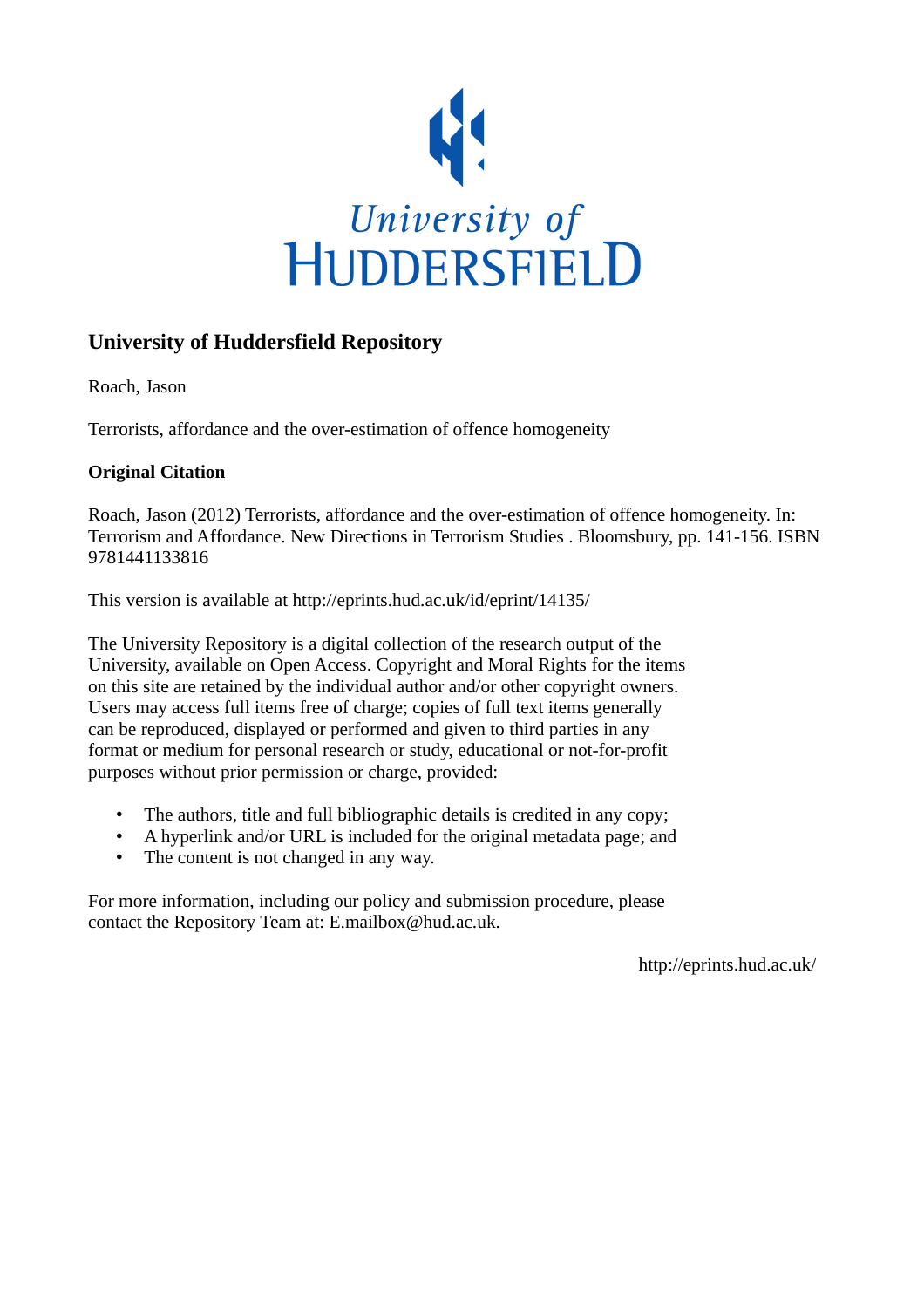University of HUDDERSFIELD

## University of Huddersfield Repository

Roach, Jason

Terrorists, affordance and the over-estimation of offence homogeneity

### Original Citation

Roach, Jason (2012) Terrorists, affordance and the over-estimation of offence homogeneity. In: Terrorism and Affordance. New Directions in Terrorism Studies . Bloomsbury, pp. 141-156. ISBN 9781441133816

This version is available at http://eprints.hud.ac.uk/id/eprint/14135/

The University Repository is a digital collection of the research output of the University, available on Open Access. Copyright and Moral Rights for the items on this site are retained by the individual author and/or other copyright owners. Users may access full items free of charge; copies of full text items generally can be reproduced, displayed or performed and given to third parties in any format or medium for personal research or study, educational or not-for-profit purposes without prior permission or charge, provided:

- The authors, title and full bibliographic details is credited in any copy;
- A hyperlink and/or URL is included for the original metadata page; and
- The content is not changed in any way.

For more information, including our policy and submission procedure, please contact the Repository Team at: E.mailbox@hud.ac.uk.

http://eprints.hud.ac.uk/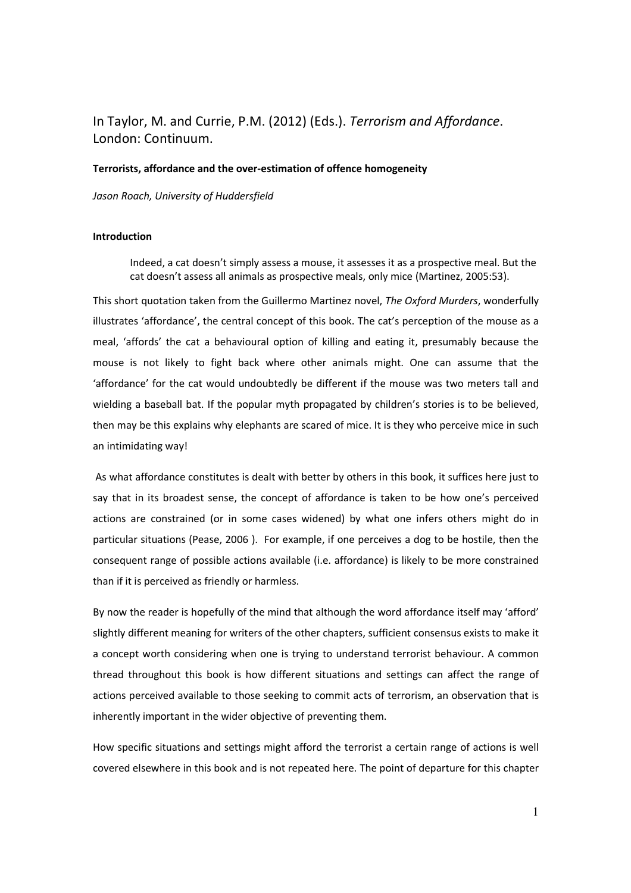In Taylor, M. and Currie, P.M. (2012) (Eds.). *Terrorism and Affordance*. London: Continuum.

**Terrorists, affordance and the over-estimation of offence homogeneity**

*Jason Roach, University of Huddersfield*

**Introduction**

> Indeed, a cat doesn't simply assess a mouse, it assesses it as a prospective meal. But the cat doesn't assess all animals as prospective meals, only mice (Martinez, 2005:53).

This short quotation taken from the Guillermo Martinez novel, *The Oxford Murders*, wonderfully illustrates 'affordance', the central concept of this book. The cat's perception of the mouse as a meal, 'affords' the cat a behavioural option of killing and eating it, presumably because the mouse is not likely to fight back where other animals might. One can assume that the 'affordance' for the cat would undoubtedly be different if the mouse was two meters tall and wielding a baseball bat. If the popular myth propagated by children's stories is to be believed, then may be this explains why elephants are scared of mice. It is they who perceive mice in such an intimidating way!

As what affordance constitutes is dealt with better by others in this book, it suffices here just to say that in its broadest sense, the concept of affordance is taken to be how one's perceived actions are constrained (or in some cases widened) by what one infers others might do in particular situations (Pease, 2006 ). For example, if one perceives a dog to be hostile, then the consequent range of possible actions available (i.e. affordance) is likely to be more constrained than if it is perceived as friendly or harmless.

By now the reader is hopefully of the mind that although the word affordance itself may 'afford' slightly different meaning for writers of the other chapters, sufficient consensus exists to make it a concept worth considering when one is trying to understand terrorist behaviour. A common thread throughout this book is how different situations and settings can affect the range of actions perceived available to those seeking to commit acts of terrorism, an observation that is inherently important in the wider objective of preventing them.

How specific situations and settings might afford the terrorist a certain range of actions is well covered elsewhere in this book and is not repeated here. The point of departure for this chapter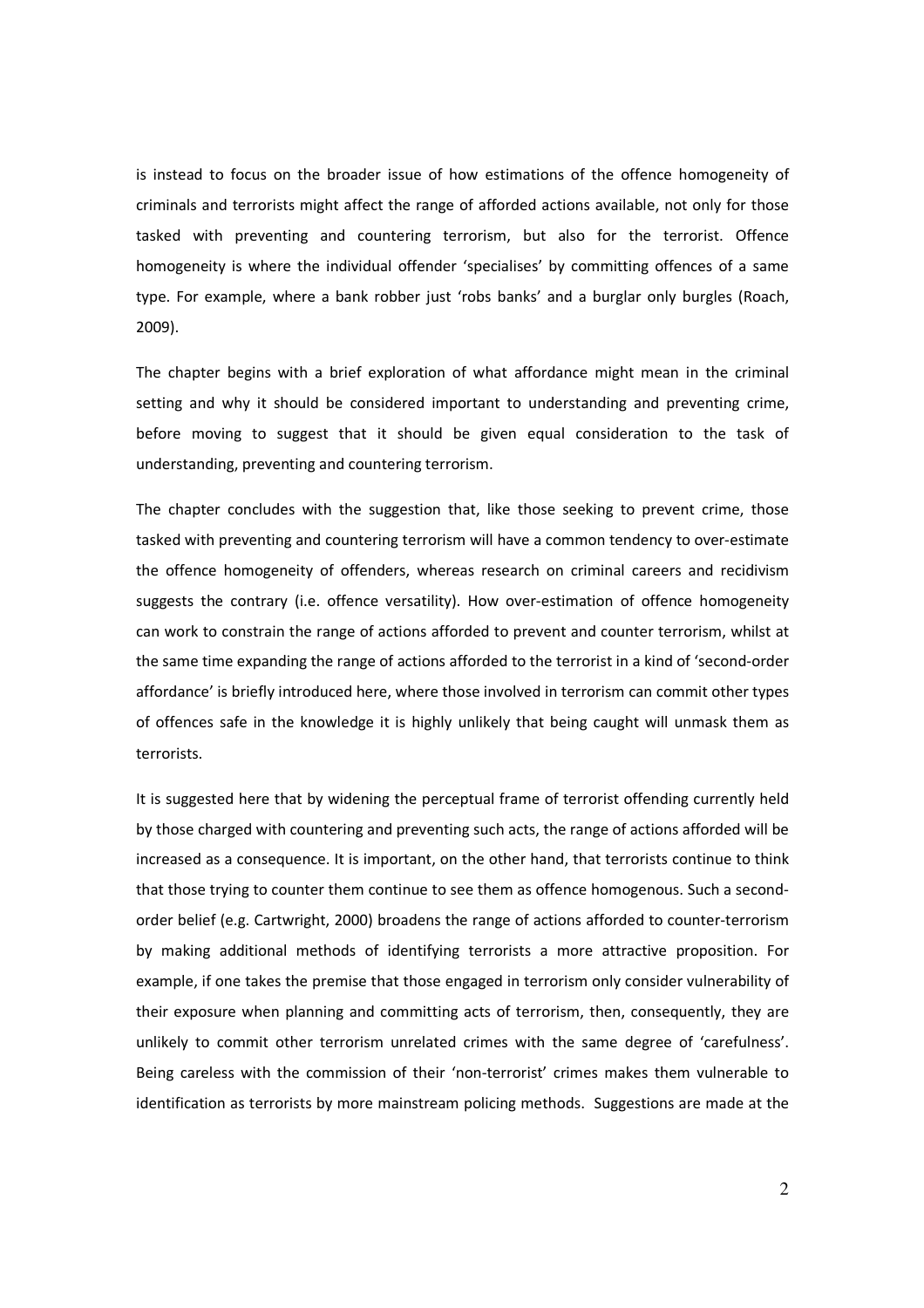is instead to focus on the broader issue of how estimations of the offence homogeneity of criminals and terrorists might affect the range of afforded actions available, not only for those tasked with preventing and countering terrorism, but also for the terrorist. Offence homogeneity is where the individual offender 'specialises' by committing offences of a same type. For example, where a bank robber just 'robs banks' and a burglar only burgles (Roach, 2009).

The chapter begins with a brief exploration of what affordance might mean in the criminal setting and why it should be considered important to understanding and preventing crime, before moving to suggest that it should be given equal consideration to the task of understanding, preventing and countering terrorism.

The chapter concludes with the suggestion that, like those seeking to prevent crime, those tasked with preventing and countering terrorism will have a common tendency to over-estimate the offence homogeneity of offenders, whereas research on criminal careers and recidivism suggests the contrary (i.e. offence versatility). How over-estimation of offence homogeneity can work to constrain the range of actions afforded to prevent and counter terrorism, whilst at the same time expanding the range of actions afforded to the terrorist in a kind of 'second-order affordance' is briefly introduced here, where those involved in terrorism can commit other types of offences safe in the knowledge it is highly unlikely that being caught will unmask them as terrorists.

It is suggested here that by widening the perceptual frame of terrorist offending currently held by those charged with countering and preventing such acts, the range of actions afforded will be increased as a consequence. It is important, on the other hand, that terrorists continue to think that those trying to counter them continue to see them as offence homogenous. Such a second-order belief (e.g. Cartwright, 2000) broadens the range of actions afforded to counter-terrorism by making additional methods of identifying terrorists a more attractive proposition. For example, if one takes the premise that those engaged in terrorism only consider vulnerability of their exposure when planning and committing acts of terrorism, then, consequently, they are unlikely to commit other terrorism unrelated crimes with the same degree of 'carefulness'. Being careless with the commission of their 'non-terrorist' crimes makes them vulnerable to identification as terrorists by more mainstream policing methods. Suggestions are made at the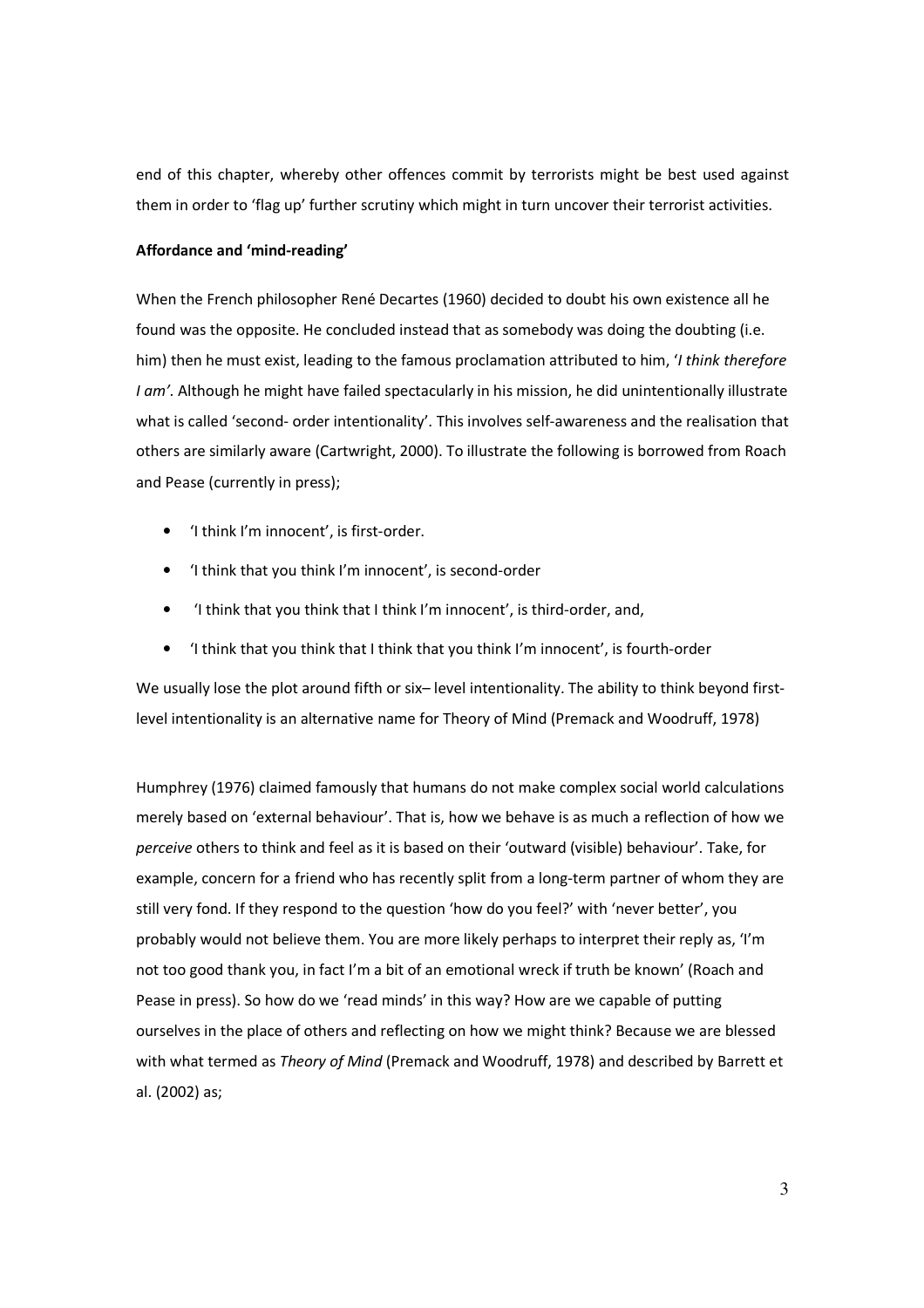end of this chapter, whereby other offences commit by terrorists might be best used against them in order to 'flag up' further scrutiny which might in turn uncover their terrorist activities.

**Affordance and 'mind-reading'**

When the French philosopher René Decartes (1960) decided to doubt his own existence all he found was the opposite. He concluded instead that as somebody was doing the doubting (i.e. him) then he must exist, leading to the famous proclamation attributed to him, '*I think therefore I am'*. Although he might have failed spectacularly in his mission, he did unintentionally illustrate what is called 'second- order intentionality'. This involves self-awareness and the realisation that others are similarly aware (Cartwright, 2000). To illustrate the following is borrowed from Roach and Pease (currently in press);

- 'I think I'm innocent', is first-order.
- 'I think that you think I'm innocent', is second-order
- 'I think that you think that I think I'm innocent', is third-order, and,
- 'I think that you think that I think that you think I'm innocent', is fourth-order

We usually lose the plot around fifth or six– level intentionality. The ability to think beyond first-level intentionality is an alternative name for Theory of Mind (Premack and Woodruff, 1978)

Humphrey (1976) claimed famously that humans do not make complex social world calculations merely based on 'external behaviour'. That is, how we behave is as much a reflection of how we *perceive* others to think and feel as it is based on their 'outward (visible) behaviour'. Take, for example, concern for a friend who has recently split from a long-term partner of whom they are still very fond. If they respond to the question 'how do you feel?' with 'never better', you probably would not believe them. You are more likely perhaps to interpret their reply as, 'I'm not too good thank you, in fact I'm a bit of an emotional wreck if truth be known' (Roach and Pease in press). So how do we 'read minds' in this way? How are we capable of putting ourselves in the place of others and reflecting on how we might think? Because we are blessed with what termed as *Theory of Mind* (Premack and Woodruff, 1978) and described by Barrett et al. (2002) as;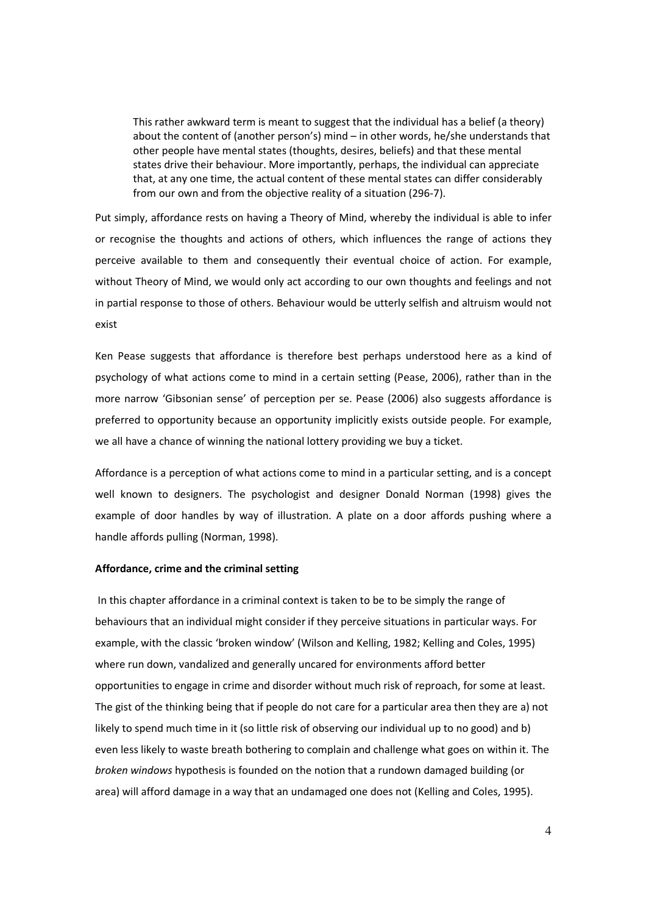> This rather awkward term is meant to suggest that the individual has a belief (a theory) about the content of (another person's) mind – in other words, he/she understands that other people have mental states (thoughts, desires, beliefs) and that these mental states drive their behaviour. More importantly, perhaps, the individual can appreciate that, at any one time, the actual content of these mental states can differ considerably from our own and from the objective reality of a situation (296-7).

Put simply, affordance rests on having a Theory of Mind, whereby the individual is able to infer or recognise the thoughts and actions of others, which influences the range of actions they perceive available to them and consequently their eventual choice of action. For example, without Theory of Mind, we would only act according to our own thoughts and feelings and not in partial response to those of others. Behaviour would be utterly selfish and altruism would not exist

Ken Pease suggests that affordance is therefore best perhaps understood here as a kind of psychology of what actions come to mind in a certain setting (Pease, 2006), rather than in the more narrow 'Gibsonian sense' of perception per se. Pease (2006) also suggests affordance is preferred to opportunity because an opportunity implicitly exists outside people. For example, we all have a chance of winning the national lottery providing we buy a ticket.

Affordance is a perception of what actions come to mind in a particular setting, and is a concept well known to designers. The psychologist and designer Donald Norman (1998) gives the example of door handles by way of illustration. A plate on a door affords pushing where a handle affords pulling (Norman, 1998).

**Affordance, crime and the criminal setting**

In this chapter affordance in a criminal context is taken to be to be simply the range of behaviours that an individual might consider if they perceive situations in particular ways. For example, with the classic 'broken window' (Wilson and Kelling, 1982; Kelling and Coles, 1995) where run down, vandalized and generally uncared for environments afford better opportunities to engage in crime and disorder without much risk of reproach, for some at least. The gist of the thinking being that if people do not care for a particular area then they are a) not likely to spend much time in it (so little risk of observing our individual up to no good) and b) even less likely to waste breath bothering to complain and challenge what goes on within it. The *broken windows* hypothesis is founded on the notion that a rundown damaged building (or area) will afford damage in a way that an undamaged one does not (Kelling and Coles, 1995).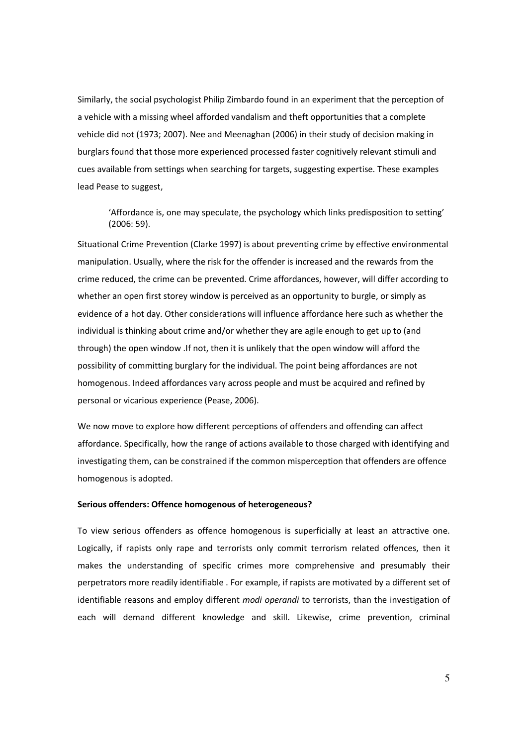Similarly, the social psychologist Philip Zimbardo found in an experiment that the perception of a vehicle with a missing wheel afforded vandalism and theft opportunities that a complete vehicle did not (1973; 2007). Nee and Meenaghan (2006) in their study of decision making in burglars found that those more experienced processed faster cognitively relevant stimuli and cues available from settings when searching for targets, suggesting expertise. These examples lead Pease to suggest,

> 'Affordance is, one may speculate, the psychology which links predisposition to setting' (2006: 59).

Situational Crime Prevention (Clarke 1997) is about preventing crime by effective environmental manipulation. Usually, where the risk for the offender is increased and the rewards from the crime reduced, the crime can be prevented. Crime affordances, however, will differ according to whether an open first storey window is perceived as an opportunity to burgle, or simply as evidence of a hot day. Other considerations will influence affordance here such as whether the individual is thinking about crime and/or whether they are agile enough to get up to (and through) the open window .If not, then it is unlikely that the open window will afford the possibility of committing burglary for the individual. The point being affordances are not homogenous. Indeed affordances vary across people and must be acquired and refined by personal or vicarious experience (Pease, 2006).

We now move to explore how different perceptions of offenders and offending can affect affordance. Specifically, how the range of actions available to those charged with identifying and investigating them, can be constrained if the common misperception that offenders are offence homogenous is adopted.

**Serious offenders: Offence homogenous of heterogeneous?**

To view serious offenders as offence homogenous is superficially at least an attractive one. Logically, if rapists only rape and terrorists only commit terrorism related offences, then it makes the understanding of specific crimes more comprehensive and presumably their perpetrators more readily identifiable . For example, if rapists are motivated by a different set of identifiable reasons and employ different *modi operandi* to terrorists, than the investigation of each will demand different knowledge and skill. Likewise, crime prevention, criminal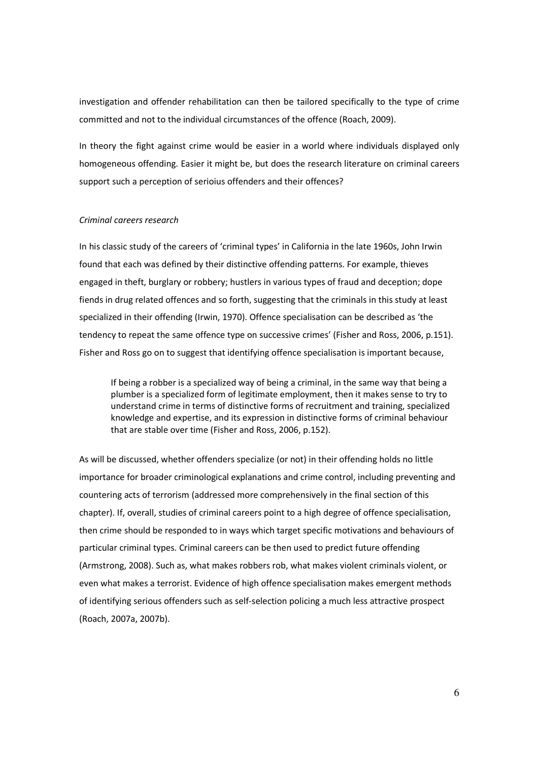investigation and offender rehabilitation can then be tailored specifically to the type of crime committed and not to the individual circumstances of the offence (Roach, 2009).

In theory the fight against crime would be easier in a world where individuals displayed only homogeneous offending. Easier it might be, but does the research literature on criminal careers support such a perception of serioius offenders and their offences?

*Criminal careers research*

In his classic study of the careers of 'criminal types' in California in the late 1960s, John Irwin found that each was defined by their distinctive offending patterns. For example, thieves engaged in theft, burglary or robbery; hustlers in various types of fraud and deception; dope fiends in drug related offences and so forth, suggesting that the criminals in this study at least specialized in their offending (Irwin, 1970). Offence specialisation can be described as 'the tendency to repeat the same offence type on successive crimes' (Fisher and Ross, 2006, p.151). Fisher and Ross go on to suggest that identifying offence specialisation is important because,

> If being a robber is a specialized way of being a criminal, in the same way that being a plumber is a specialized form of legitimate employment, then it makes sense to try to understand crime in terms of distinctive forms of recruitment and training, specialized knowledge and expertise, and its expression in distinctive forms of criminal behaviour that are stable over time (Fisher and Ross, 2006, p.152).

As will be discussed, whether offenders specialize (or not) in their offending holds no little importance for broader criminological explanations and crime control, including preventing and countering acts of terrorism (addressed more comprehensively in the final section of this chapter). If, overall, studies of criminal careers point to a high degree of offence specialisation, then crime should be responded to in ways which target specific motivations and behaviours of particular criminal types. Criminal careers can be then used to predict future offending (Armstrong, 2008). Such as, what makes robbers rob, what makes violent criminals violent, or even what makes a terrorist. Evidence of high offence specialisation makes emergent methods of identifying serious offenders such as self-selection policing a much less attractive prospect (Roach, 2007a, 2007b).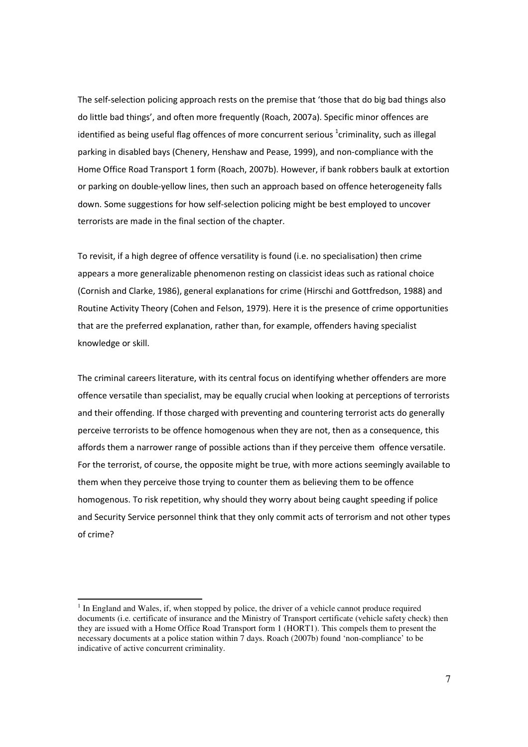The self-selection policing approach rests on the premise that 'those that do big bad things also do little bad things', and often more frequently (Roach, 2007a). Specific minor offences are identified as being useful flag offences of more concurrent serious [1]criminality, such as illegal parking in disabled bays (Chenery, Henshaw and Pease, 1999), and non-compliance with the Home Office Road Transport 1 form (Roach, 2007b). However, if bank robbers baulk at extortion or parking on double-yellow lines, then such an approach based on offence heterogeneity falls down. Some suggestions for how self-selection policing might be best employed to uncover terrorists are made in the final section of the chapter.

To revisit, if a high degree of offence versatility is found (i.e. no specialisation) then crime appears a more generalizable phenomenon resting on classicist ideas such as rational choice (Cornish and Clarke, 1986), general explanations for crime (Hirschi and Gottfredson, 1988) and Routine Activity Theory (Cohen and Felson, 1979). Here it is the presence of crime opportunities that are the preferred explanation, rather than, for example, offenders having specialist knowledge or skill.

The criminal careers literature, with its central focus on identifying whether offenders are more offence versatile than specialist, may be equally crucial when looking at perceptions of terrorists and their offending. If those charged with preventing and countering terrorist acts do generally perceive terrorists to be offence homogenous when they are not, then as a consequence, this affords them a narrower range of possible actions than if they perceive them offence versatile. For the terrorist, of course, the opposite might be true, with more actions seemingly available to them when they perceive those trying to counter them as believing them to be offence homogenous. To risk repetition, why should they worry about being caught speeding if police and Security Service personnel think that they only commit acts of terrorism and not other types of crime?

---

[1] In England and Wales, if, when stopped by police, the driver of a vehicle cannot produce required documents (i.e. certificate of insurance and the Ministry of Transport certificate (vehicle safety check) then they are issued with a Home Office Road Transport form 1 (HORT1). This compels them to present the necessary documents at a police station within 7 days. Roach (2007b) found 'non-compliance' to be indicative of active concurrent criminality.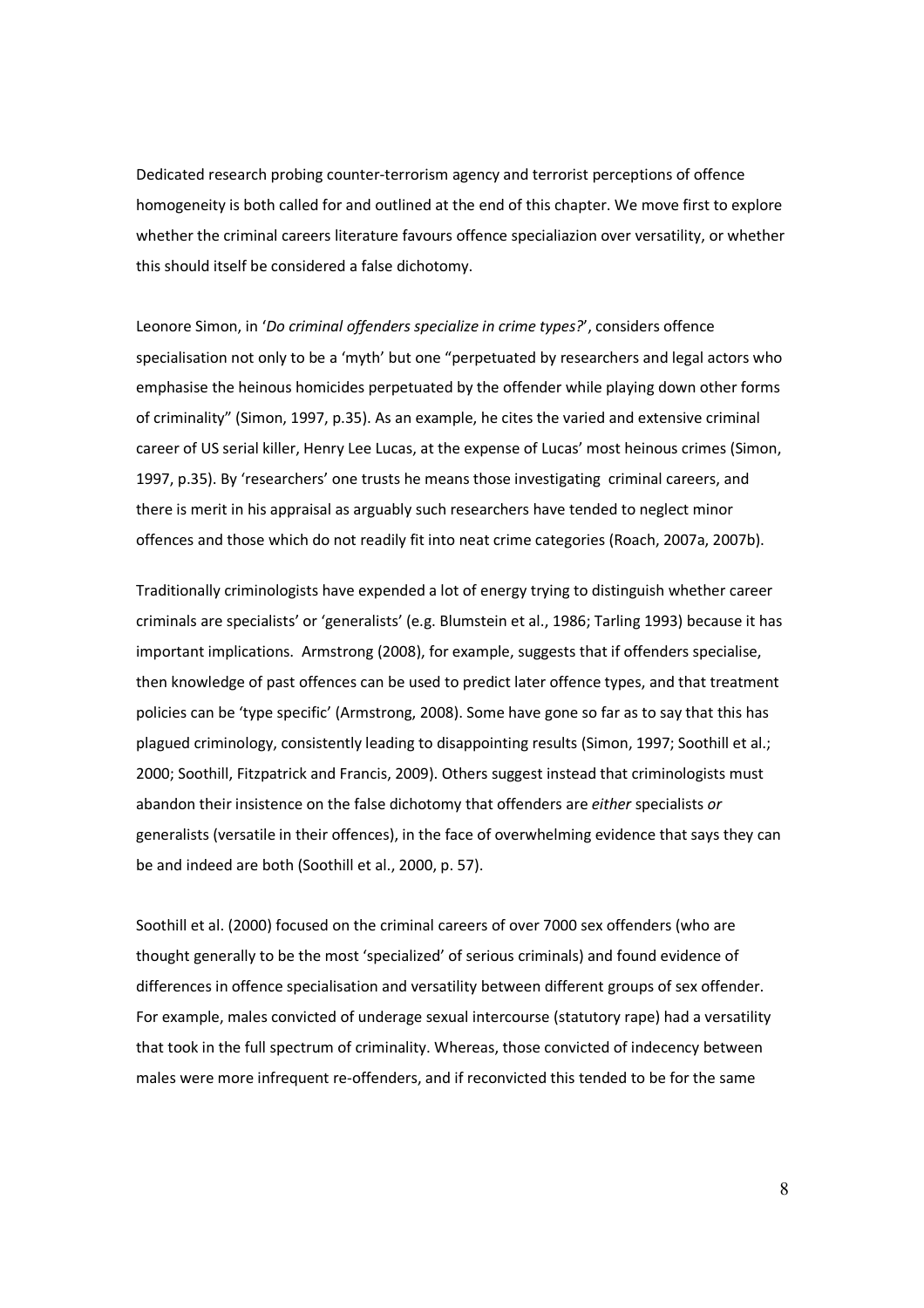Dedicated research probing counter-terrorism agency and terrorist perceptions of offence homogeneity is both called for and outlined at the end of this chapter. We move first to explore whether the criminal careers literature favours offence specialiazion over versatility, or whether this should itself be considered a false dichotomy.

Leonore Simon, in '*Do criminal offenders specialize in crime types?*', considers offence specialisation not only to be a 'myth' but one "perpetuated by researchers and legal actors who emphasise the heinous homicides perpetuated by the offender while playing down other forms of criminality" (Simon, 1997, p.35). As an example, he cites the varied and extensive criminal career of US serial killer, Henry Lee Lucas, at the expense of Lucas' most heinous crimes (Simon, 1997, p.35). By 'researchers' one trusts he means those investigating criminal careers, and there is merit in his appraisal as arguably such researchers have tended to neglect minor offences and those which do not readily fit into neat crime categories (Roach, 2007a, 2007b).

Traditionally criminologists have expended a lot of energy trying to distinguish whether career criminals are specialists' or 'generalists' (e.g. Blumstein et al., 1986; Tarling 1993) because it has important implications. Armstrong (2008), for example, suggests that if offenders specialise, then knowledge of past offences can be used to predict later offence types, and that treatment policies can be 'type specific' (Armstrong, 2008). Some have gone so far as to say that this has plagued criminology, consistently leading to disappointing results (Simon, 1997; Soothill et al.; 2000; Soothill, Fitzpatrick and Francis, 2009). Others suggest instead that criminologists must abandon their insistence on the false dichotomy that offenders are *either* specialists *or* generalists (versatile in their offences), in the face of overwhelming evidence that says they can be and indeed are both (Soothill et al., 2000, p. 57).

Soothill et al. (2000) focused on the criminal careers of over 7000 sex offenders (who are thought generally to be the most 'specialized' of serious criminals) and found evidence of differences in offence specialisation and versatility between different groups of sex offender. For example, males convicted of underage sexual intercourse (statutory rape) had a versatility that took in the full spectrum of criminality. Whereas, those convicted of indecency between males were more infrequent re-offenders, and if reconvicted this tended to be for the same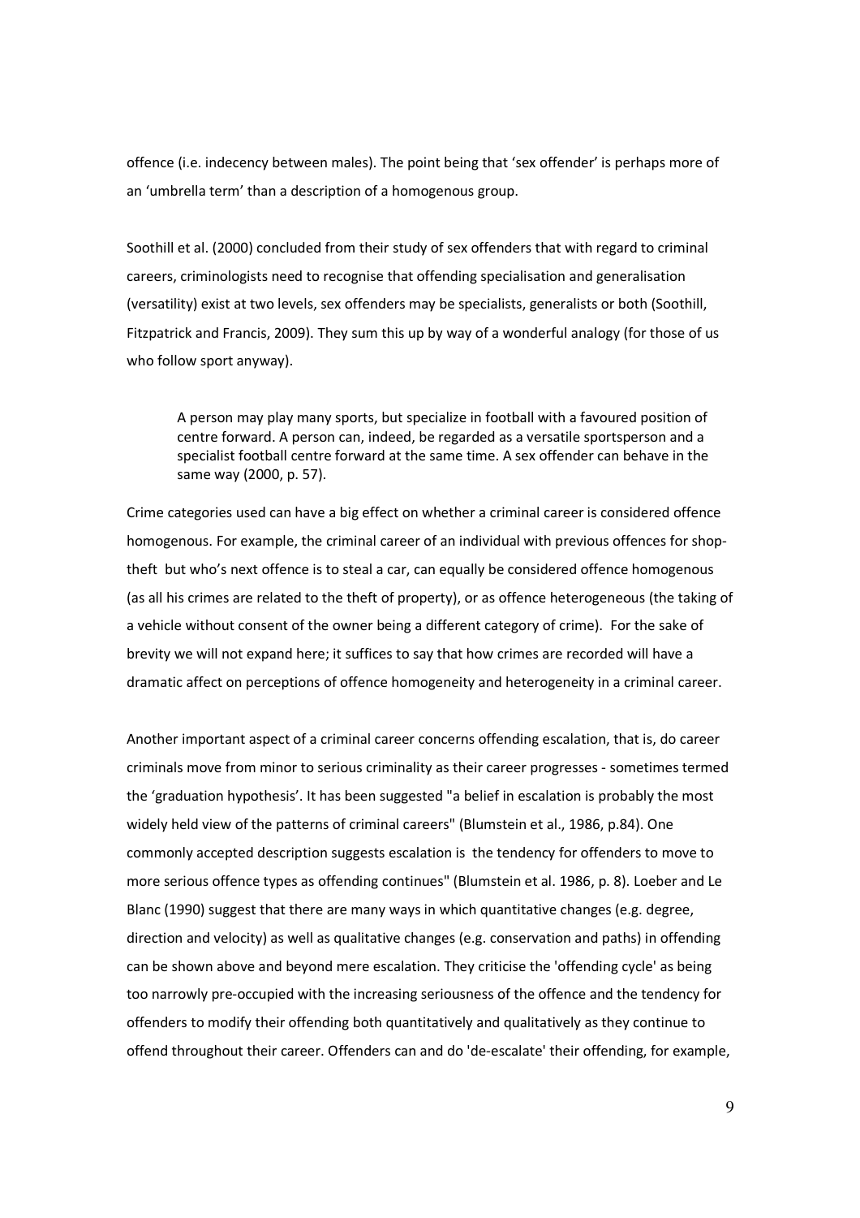offence (i.e. indecency between males). The point being that 'sex offender' is perhaps more of an 'umbrella term' than a description of a homogenous group.

Soothill et al. (2000) concluded from their study of sex offenders that with regard to criminal careers, criminologists need to recognise that offending specialisation and generalisation (versatility) exist at two levels, sex offenders may be specialists, generalists or both (Soothill, Fitzpatrick and Francis, 2009). They sum this up by way of a wonderful analogy (for those of us who follow sport anyway).

> A person may play many sports, but specialize in football with a favoured position of centre forward. A person can, indeed, be regarded as a versatile sportsperson and a specialist football centre forward at the same time. A sex offender can behave in the same way (2000, p. 57).

Crime categories used can have a big effect on whether a criminal career is considered offence homogenous. For example, the criminal career of an individual with previous offences for shop-theft but who's next offence is to steal a car, can equally be considered offence homogenous (as all his crimes are related to the theft of property), or as offence heterogeneous (the taking of a vehicle without consent of the owner being a different category of crime). For the sake of brevity we will not expand here; it suffices to say that how crimes are recorded will have a dramatic affect on perceptions of offence homogeneity and heterogeneity in a criminal career.

Another important aspect of a criminal career concerns offending escalation, that is, do career criminals move from minor to serious criminality as their career progresses - sometimes termed the 'graduation hypothesis'. It has been suggested "a belief in escalation is probably the most widely held view of the patterns of criminal careers" (Blumstein et al., 1986, p.84). One commonly accepted description suggests escalation is the tendency for offenders to move to more serious offence types as offending continues" (Blumstein et al. 1986, p. 8). Loeber and Le Blanc (1990) suggest that there are many ways in which quantitative changes (e.g. degree, direction and velocity) as well as qualitative changes (e.g. conservation and paths) in offending can be shown above and beyond mere escalation. They criticise the 'offending cycle' as being too narrowly pre-occupied with the increasing seriousness of the offence and the tendency for offenders to modify their offending both quantitatively and qualitatively as they continue to offend throughout their career. Offenders can and do 'de-escalate' their offending, for example,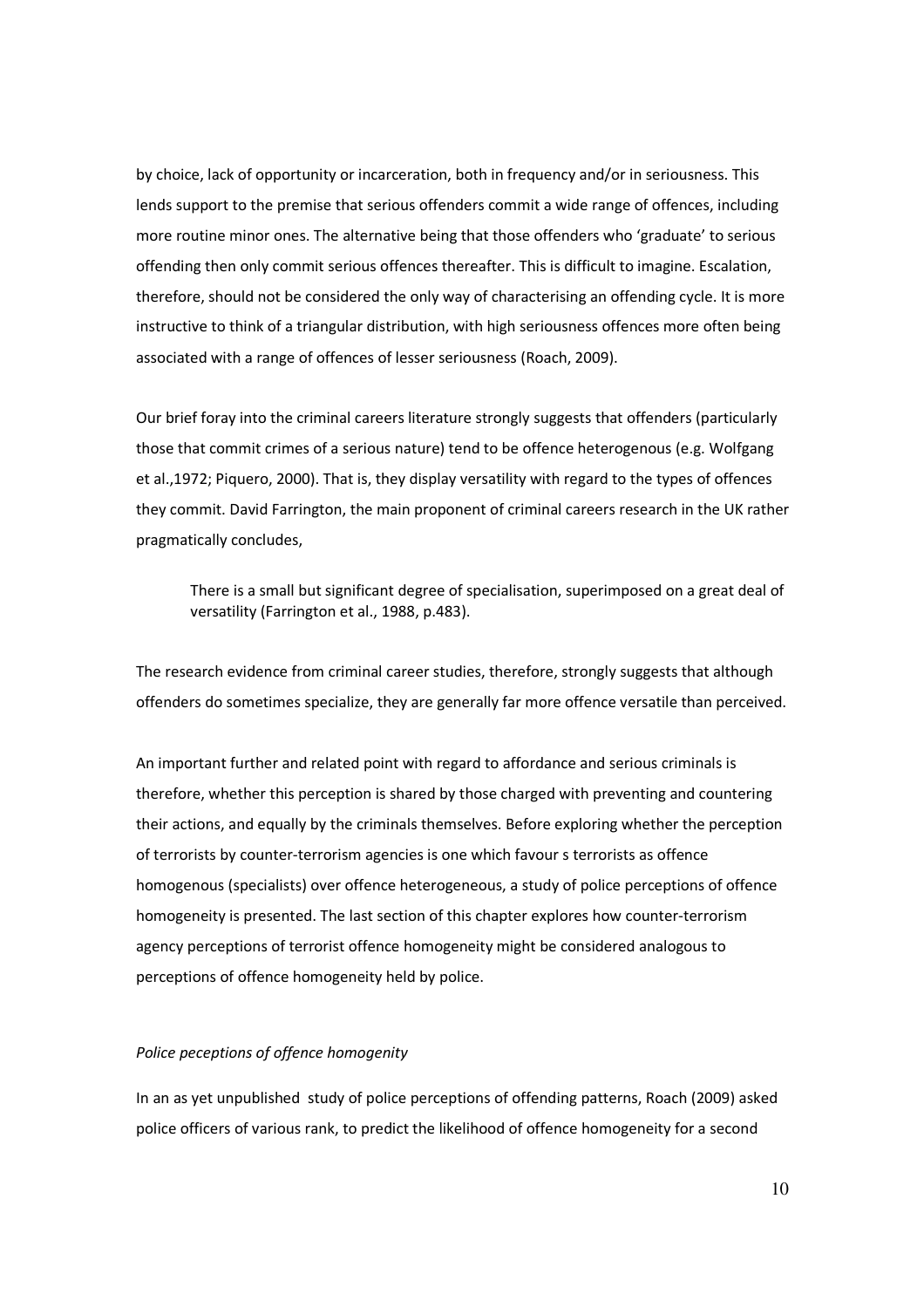by choice, lack of opportunity or incarceration, both in frequency and/or in seriousness. This lends support to the premise that serious offenders commit a wide range of offences, including more routine minor ones. The alternative being that those offenders who 'graduate' to serious offending then only commit serious offences thereafter. This is difficult to imagine. Escalation, therefore, should not be considered the only way of characterising an offending cycle. It is more instructive to think of a triangular distribution, with high seriousness offences more often being associated with a range of offences of lesser seriousness (Roach, 2009).

Our brief foray into the criminal careers literature strongly suggests that offenders (particularly those that commit crimes of a serious nature) tend to be offence heterogenous (e.g. Wolfgang et al.,1972; Piquero, 2000). That is, they display versatility with regard to the types of offences they commit. David Farrington, the main proponent of criminal careers research in the UK rather pragmatically concludes,

> There is a small but significant degree of specialisation, superimposed on a great deal of versatility (Farrington et al., 1988, p.483).

The research evidence from criminal career studies, therefore, strongly suggests that although offenders do sometimes specialize, they are generally far more offence versatile than perceived.

An important further and related point with regard to affordance and serious criminals is therefore, whether this perception is shared by those charged with preventing and countering their actions, and equally by the criminals themselves. Before exploring whether the perception of terrorists by counter-terrorism agencies is one which favour s terrorists as offence homogenous (specialists) over offence heterogeneous, a study of police perceptions of offence homogeneity is presented. The last section of this chapter explores how counter-terrorism agency perceptions of terrorist offence homogeneity might be considered analogous to perceptions of offence homogeneity held by police.

*Police peceptions of offence homogenity*

In an as yet unpublished study of police perceptions of offending patterns, Roach (2009) asked police officers of various rank, to predict the likelihood of offence homogeneity for a second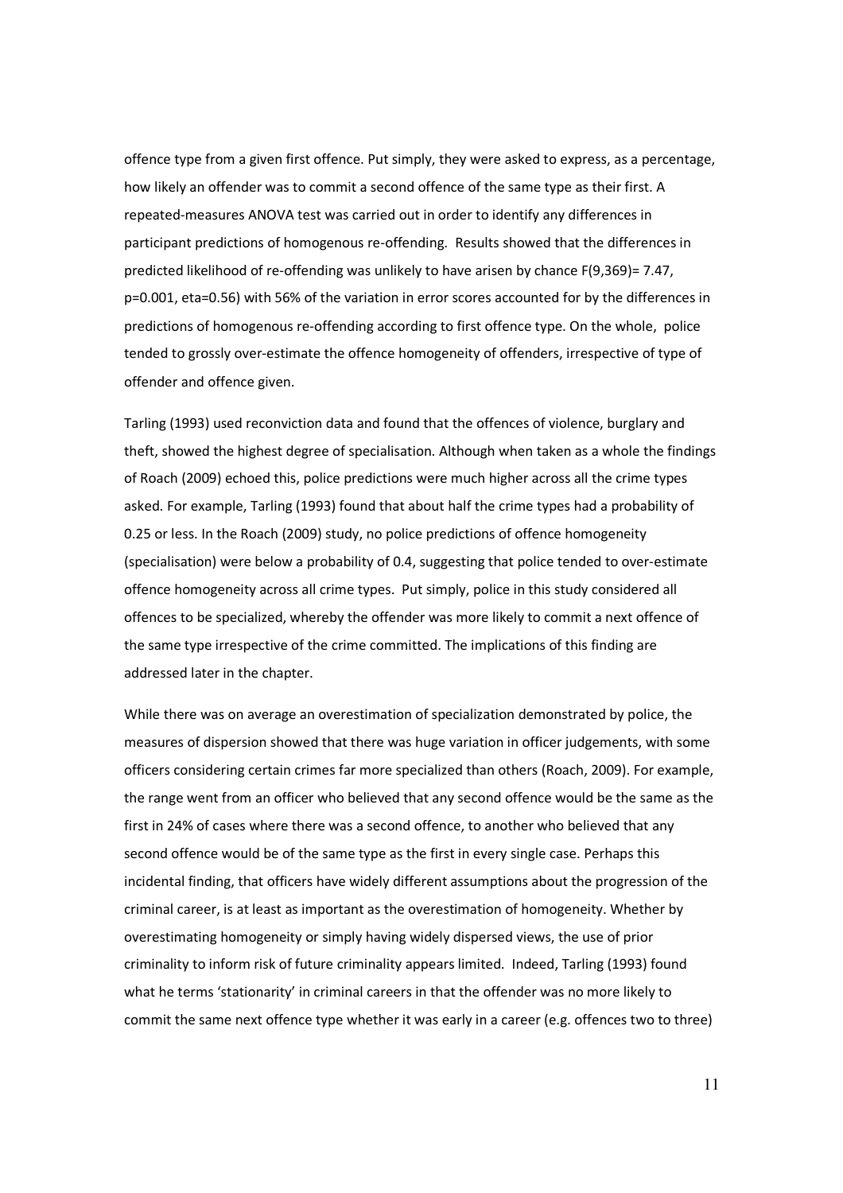offence type from a given first offence. Put simply, they were asked to express, as a percentage, how likely an offender was to commit a second offence of the same type as their first. A repeated-measures ANOVA test was carried out in order to identify any differences in participant predictions of homogenous re-offending. Results showed that the differences in predicted likelihood of re-offending was unlikely to have arisen by chance $F(9,369)= 7.47$, $p=0.001$, $eta=0.56$) with 56% of the variation in error scores accounted for by the differences in predictions of homogenous re-offending according to first offence type. On the whole, police tended to grossly over-estimate the offence homogeneity of offenders, irrespective of type of offender and offence given.

Tarling (1993) used reconviction data and found that the offences of violence, burglary and theft, showed the highest degree of specialisation. Although when taken as a whole the findings of Roach (2009) echoed this, police predictions were much higher across all the crime types asked. For example, Tarling (1993) found that about half the crime types had a probability of 0.25 or less. In the Roach (2009) study, no police predictions of offence homogeneity (specialisation) were below a probability of 0.4, suggesting that police tended to over-estimate offence homogeneity across all crime types. Put simply, police in this study considered all offences to be specialized, whereby the offender was more likely to commit a next offence of the same type irrespective of the crime committed. The implications of this finding are addressed later in the chapter.

While there was on average an overestimation of specialization demonstrated by police, the measures of dispersion showed that there was huge variation in officer judgements, with some officers considering certain crimes far more specialized than others (Roach, 2009). For example, the range went from an officer who believed that any second offence would be the same as the first in 24% of cases where there was a second offence, to another who believed that any second offence would be of the same type as the first in every single case. Perhaps this incidental finding, that officers have widely different assumptions about the progression of the criminal career, is at least as important as the overestimation of homogeneity. Whether by overestimating homogeneity or simply having widely dispersed views, the use of prior criminality to inform risk of future criminality appears limited. Indeed, Tarling (1993) found what he terms 'stationarity' in criminal careers in that the offender was no more likely to commit the same next offence type whether it was early in a career (e.g. offences two to three)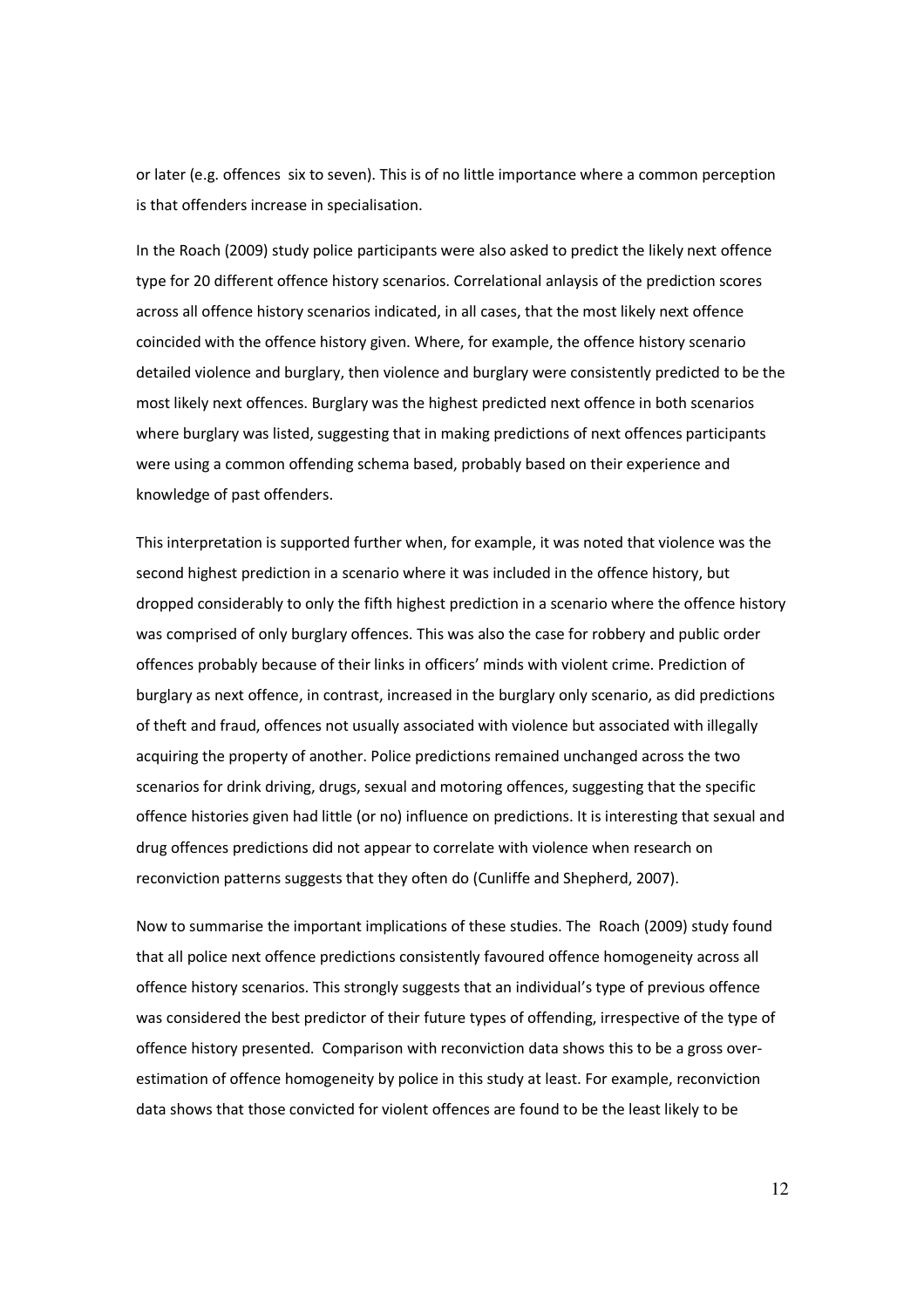or later (e.g. offences six to seven). This is of no little importance where a common perception is that offenders increase in specialisation.

In the Roach (2009) study police participants were also asked to predict the likely next offence type for 20 different offence history scenarios. Correlational anlaysis of the prediction scores across all offence history scenarios indicated, in all cases, that the most likely next offence coincided with the offence history given. Where, for example, the offence history scenario detailed violence and burglary, then violence and burglary were consistently predicted to be the most likely next offences. Burglary was the highest predicted next offence in both scenarios where burglary was listed, suggesting that in making predictions of next offences participants were using a common offending schema based, probably based on their experience and knowledge of past offenders.

This interpretation is supported further when, for example, it was noted that violence was the second highest prediction in a scenario where it was included in the offence history, but dropped considerably to only the fifth highest prediction in a scenario where the offence history was comprised of only burglary offences. This was also the case for robbery and public order offences probably because of their links in officers' minds with violent crime. Prediction of burglary as next offence, in contrast, increased in the burglary only scenario, as did predictions of theft and fraud, offences not usually associated with violence but associated with illegally acquiring the property of another. Police predictions remained unchanged across the two scenarios for drink driving, drugs, sexual and motoring offences, suggesting that the specific offence histories given had little (or no) influence on predictions. It is interesting that sexual and drug offences predictions did not appear to correlate with violence when research on reconviction patterns suggests that they often do (Cunliffe and Shepherd, 2007).

Now to summarise the important implications of these studies. The Roach (2009) study found that all police next offence predictions consistently favoured offence homogeneity across all offence history scenarios. This strongly suggests that an individual's type of previous offence was considered the best predictor of their future types of offending, irrespective of the type of offence history presented. Comparison with reconviction data shows this to be a gross over-estimation of offence homogeneity by police in this study at least. For example, reconviction data shows that those convicted for violent offences are found to be the least likely to be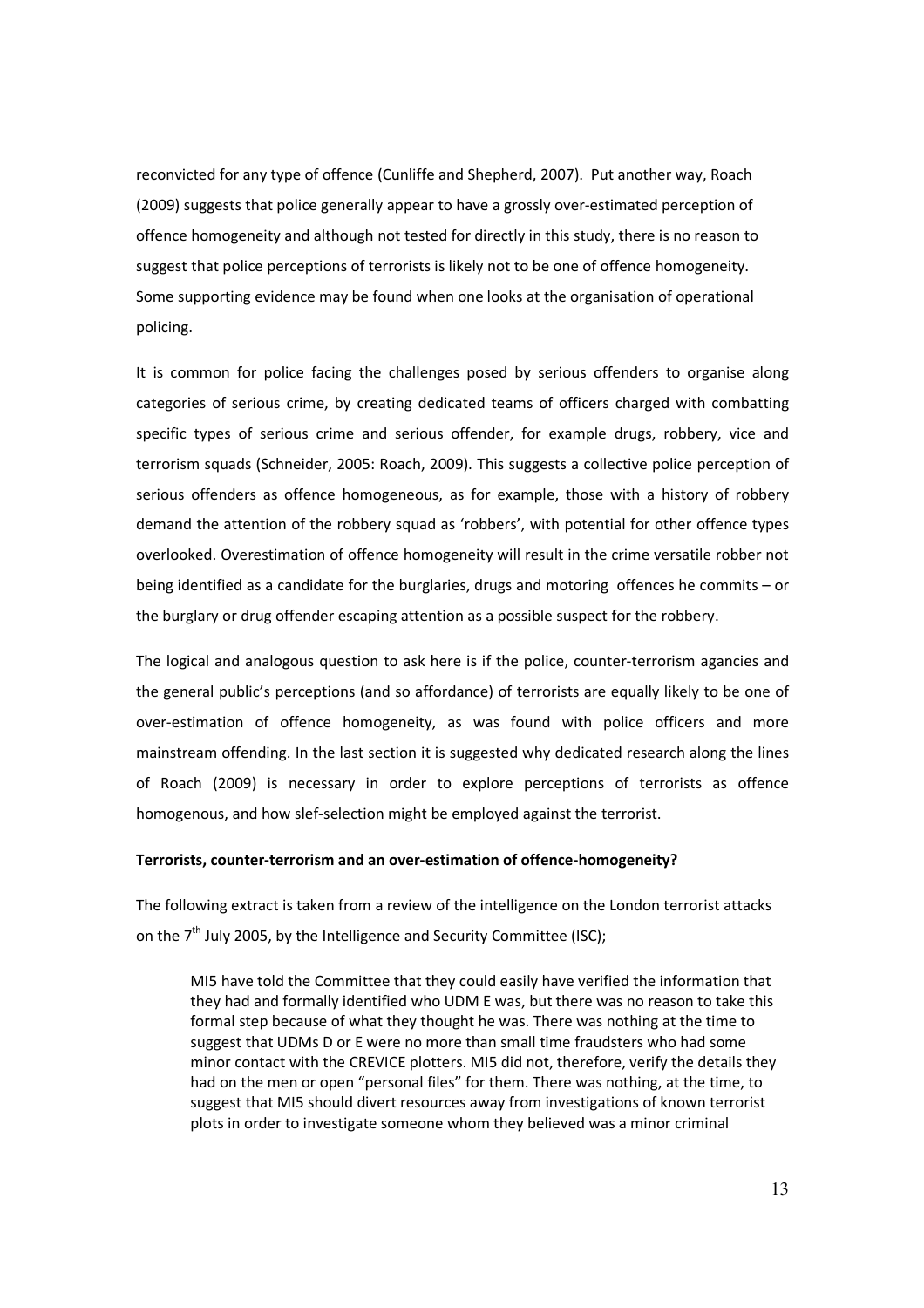reconvicted for any type of offence (Cunliffe and Shepherd, 2007). Put another way, Roach (2009) suggests that police generally appear to have a grossly over-estimated perception of offence homogeneity and although not tested for directly in this study, there is no reason to suggest that police perceptions of terrorists is likely not to be one of offence homogeneity. Some supporting evidence may be found when one looks at the organisation of operational policing.

It is common for police facing the challenges posed by serious offenders to organise along categories of serious crime, by creating dedicated teams of officers charged with combatting specific types of serious crime and serious offender, for example drugs, robbery, vice and terrorism squads (Schneider, 2005: Roach, 2009). This suggests a collective police perception of serious offenders as offence homogeneous, as for example, those with a history of robbery demand the attention of the robbery squad as 'robbers', with potential for other offence types overlooked. Overestimation of offence homogeneity will result in the crime versatile robber not being identified as a candidate for the burglaries, drugs and motoring offences he commits – or the burglary or drug offender escaping attention as a possible suspect for the robbery.

The logical and analogous question to ask here is if the police, counter-terrorism agancies and the general public's perceptions (and so affordance) of terrorists are equally likely to be one of over-estimation of offence homogeneity, as was found with police officers and more mainstream offending. In the last section it is suggested why dedicated research along the lines of Roach (2009) is necessary in order to explore perceptions of terrorists as offence homogenous, and how slef-selection might be employed against the terrorist.

**Terrorists, counter-terrorism and an over-estimation of offence-homogeneity?**

The following extract is taken from a review of the intelligence on the London terrorist attacks on the 7th July 2005, by the Intelligence and Security Committee (ISC);

> MI5 have told the Committee that they could easily have verified the information that they had and formally identified who UDM E was, but there was no reason to take this formal step because of what they thought he was. There was nothing at the time to suggest that UDMs D or E were no more than small time fraudsters who had some minor contact with the CREVICE plotters. MI5 did not, therefore, verify the details they had on the men or open "personal files" for them. There was nothing, at the time, to suggest that MI5 should divert resources away from investigations of known terrorist plots in order to investigate someone whom they believed was a minor criminal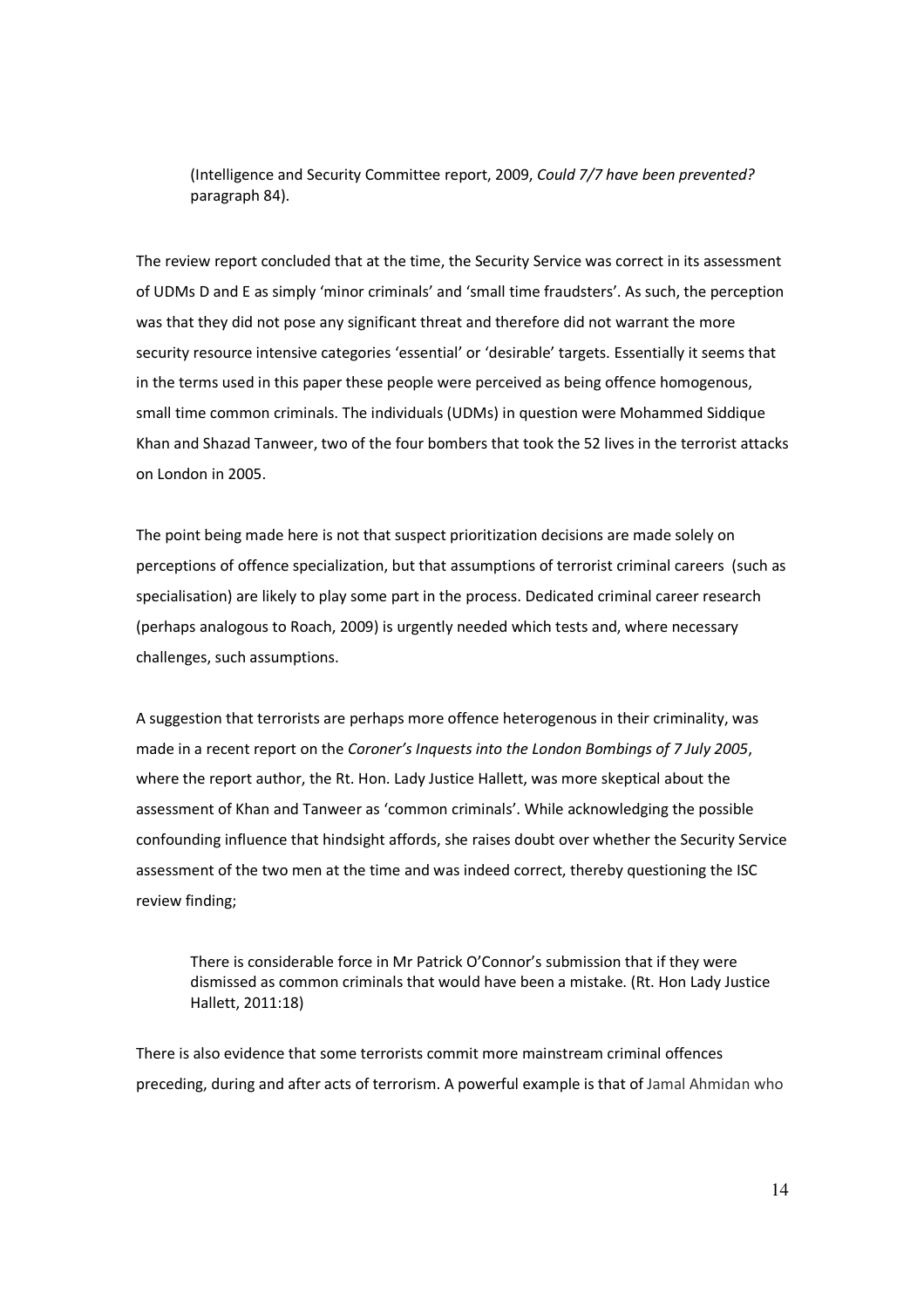(Intelligence and Security Committee report, 2009, *Could 7/7 have been prevented?* paragraph 84).

The review report concluded that at the time, the Security Service was correct in its assessment of UDMs D and E as simply 'minor criminals' and 'small time fraudsters'. As such, the perception was that they did not pose any significant threat and therefore did not warrant the more security resource intensive categories 'essential' or 'desirable' targets. Essentially it seems that in the terms used in this paper these people were perceived as being offence homogenous, small time common criminals. The individuals (UDMs) in question were Mohammed Siddique Khan and Shazad Tanweer, two of the four bombers that took the 52 lives in the terrorist attacks on London in 2005.

The point being made here is not that suspect prioritization decisions are made solely on perceptions of offence specialization, but that assumptions of terrorist criminal careers (such as specialisation) are likely to play some part in the process. Dedicated criminal career research (perhaps analogous to Roach, 2009) is urgently needed which tests and, where necessary challenges, such assumptions.

A suggestion that terrorists are perhaps more offence heterogenous in their criminality, was made in a recent report on the *Coroner's Inquests into the London Bombings of 7 July 2005*, where the report author, the Rt. Hon. Lady Justice Hallett, was more skeptical about the assessment of Khan and Tanweer as 'common criminals'. While acknowledging the possible confounding influence that hindsight affords, she raises doubt over whether the Security Service assessment of the two men at the time and was indeed correct, thereby questioning the ISC review finding;

> There is considerable force in Mr Patrick O'Connor's submission that if they were dismissed as common criminals that would have been a mistake. (Rt. Hon Lady Justice Hallett, 2011:18)

There is also evidence that some terrorists commit more mainstream criminal offences preceding, during and after acts of terrorism. A powerful example is that of Jamal Ahmidan who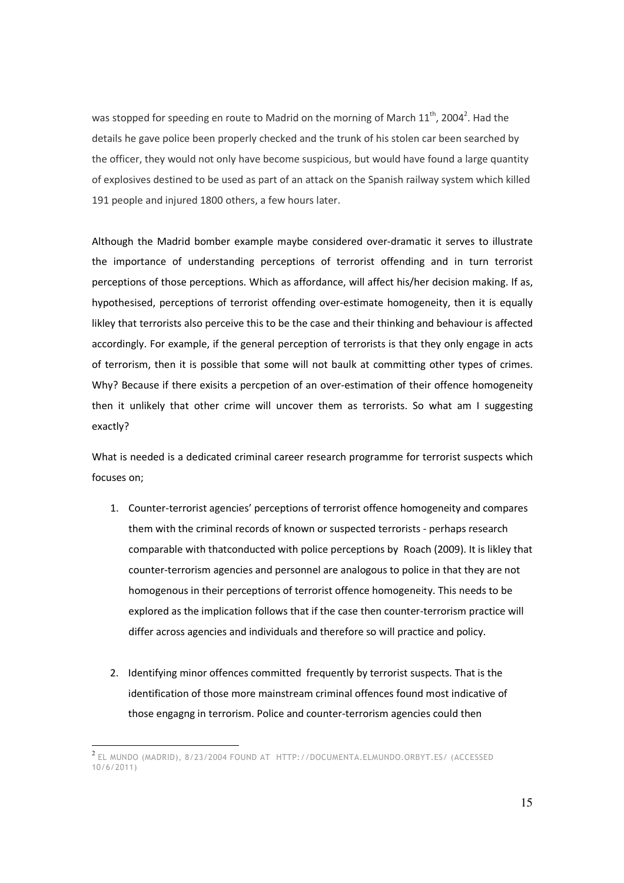was stopped for speeding en route to Madrid on the morning of March 11$^{th}$, 2004[2]. Had the details he gave police been properly checked and the trunk of his stolen car been searched by the officer, they would not only have become suspicious, but would have found a large quantity of explosives destined to be used as part of an attack on the Spanish railway system which killed 191 people and injured 1800 others, a few hours later.

Although the Madrid bomber example maybe considered over-dramatic it serves to illustrate the importance of understanding perceptions of terrorist offending and in turn terrorist perceptions of those perceptions. Which as affordance, will affect his/her decision making. If as, hypothesised, perceptions of terrorist offending over-estimate homogeneity, then it is equally likley that terrorists also perceive this to be the case and their thinking and behaviour is affected accordingly. For example, if the general perception of terrorists is that they only engage in acts of terrorism, then it is possible that some will not baulk at committing other types of crimes. Why? Because if there exisits a percpetion of an over-estimation of their offence homogeneity then it unlikely that other crime will uncover them as terrorists. So what am I suggesting exactly?

What is needed is a dedicated criminal career research programme for terrorist suspects which focuses on;

1. Counter-terrorist agencies' perceptions of terrorist offence homogeneity and compares them with the criminal records of known or suspected terrorists - perhaps research comparable with thatconducted with police perceptions by Roach (2009). It is likley that counter-terrorism agencies and personnel are analogous to police in that they are not homogenous in their perceptions of terrorist offence homogeneity. This needs to be explored as the implication follows that if the case then counter-terrorism practice will differ across agencies and individuals and therefore so will practice and policy.

2. Identifying minor offences committed frequently by terrorist suspects. That is the identification of those more mainstream criminal offences found most indicative of those engagng in terrorism. Police and counter-terrorism agencies could then

---

[2] EL MUNDO (MADRID), 8/23/2004 FOUND AT HTTP://DOCUMENTA.ELMUNDO.ORBYT.ES/ (ACCESSED 10/6/2011)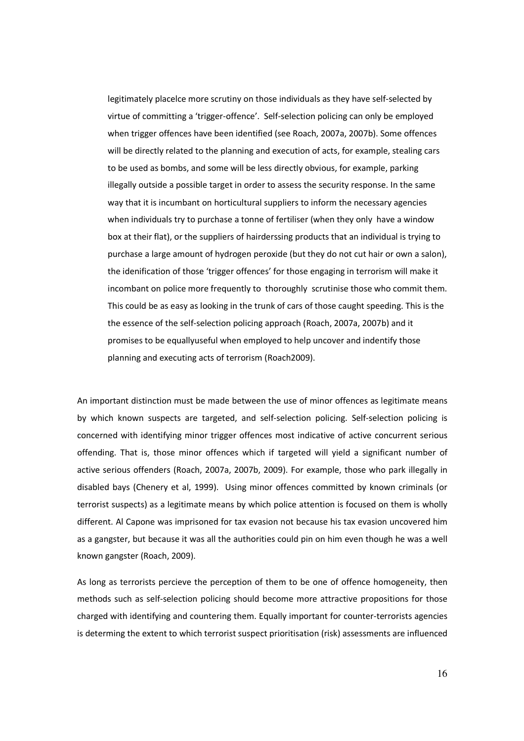> legitimately placelce more scrutiny on those individuals as they have self-selected by virtue of committing a 'trigger-offence'. Self-selection policing can only be employed when trigger offences have been identified (see Roach, 2007a, 2007b). Some offences will be directly related to the planning and execution of acts, for example, stealing cars to be used as bombs, and some will be less directly obvious, for example, parking illegally outside a possible target in order to assess the security response. In the same way that it is incumbant on horticultural suppliers to inform the necessary agencies when individuals try to purchase a tonne of fertiliser (when they only have a window box at their flat), or the suppliers of hairderssing products that an individual is trying to purchase a large amount of hydrogen peroxide (but they do not cut hair or own a salon), the idenification of those 'trigger offences' for those engaging in terrorism will make it incombant on police more frequently to thoroughly scrutinise those who commit them. This could be as easy as looking in the trunk of cars of those caught speeding. This is the the essence of the self-selection policing approach (Roach, 2007a, 2007b) and it promises to be equallyuseful when employed to help uncover and indentify those planning and executing acts of terrorism (Roach2009).

An important distinction must be made between the use of minor offences as legitimate means by which known suspects are targeted, and self-selection policing. Self-selection policing is concerned with identifying minor trigger offences most indicative of active concurrent serious offending. That is, those minor offences which if targeted will yield a significant number of active serious offenders (Roach, 2007a, 2007b, 2009). For example, those who park illegally in disabled bays (Chenery et al, 1999). Using minor offences committed by known criminals (or terrorist suspects) as a legitimate means by which police attention is focused on them is wholly different. Al Capone was imprisoned for tax evasion not because his tax evasion uncovered him as a gangster, but because it was all the authorities could pin on him even though he was a well known gangster (Roach, 2009).

As long as terrorists percieve the perception of them to be one of offence homogeneity, then methods such as self-selection policing should become more attractive propositions for those charged with identifying and countering them. Equally important for counter-terrorists agencies is determing the extent to which terrorist suspect prioritisation (risk) assessments are influenced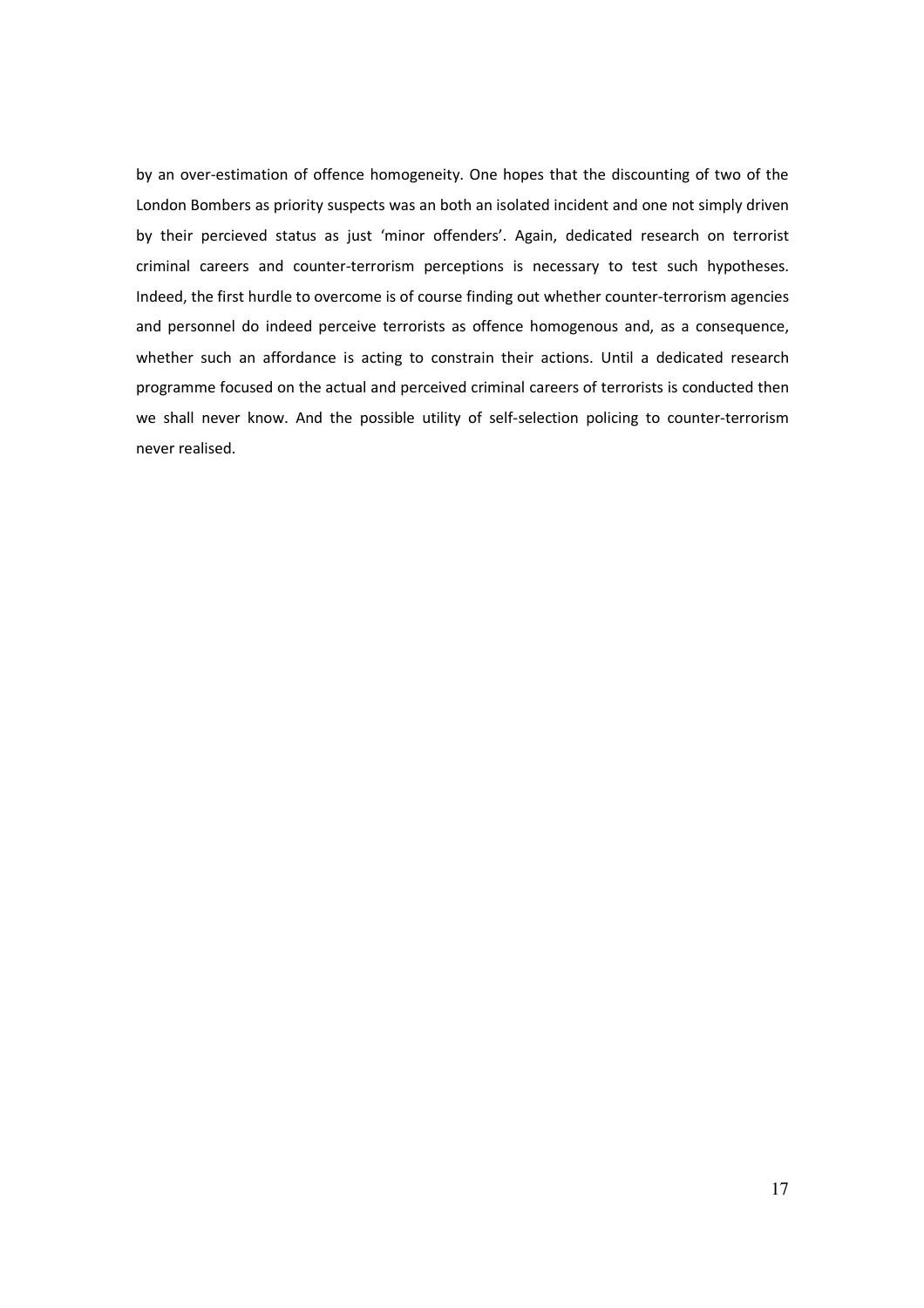by an over-estimation of offence homogeneity. One hopes that the discounting of two of the London Bombers as priority suspects was an both an isolated incident and one not simply driven by their percieved status as just 'minor offenders'. Again, dedicated research on terrorist criminal careers and counter-terrorism perceptions is necessary to test such hypotheses. Indeed, the first hurdle to overcome is of course finding out whether counter-terrorism agencies and personnel do indeed perceive terrorists as offence homogenous and, as a consequence, whether such an affordance is acting to constrain their actions. Until a dedicated research programme focused on the actual and perceived criminal careers of terrorists is conducted then we shall never know. And the possible utility of self-selection policing to counter-terrorism never realised.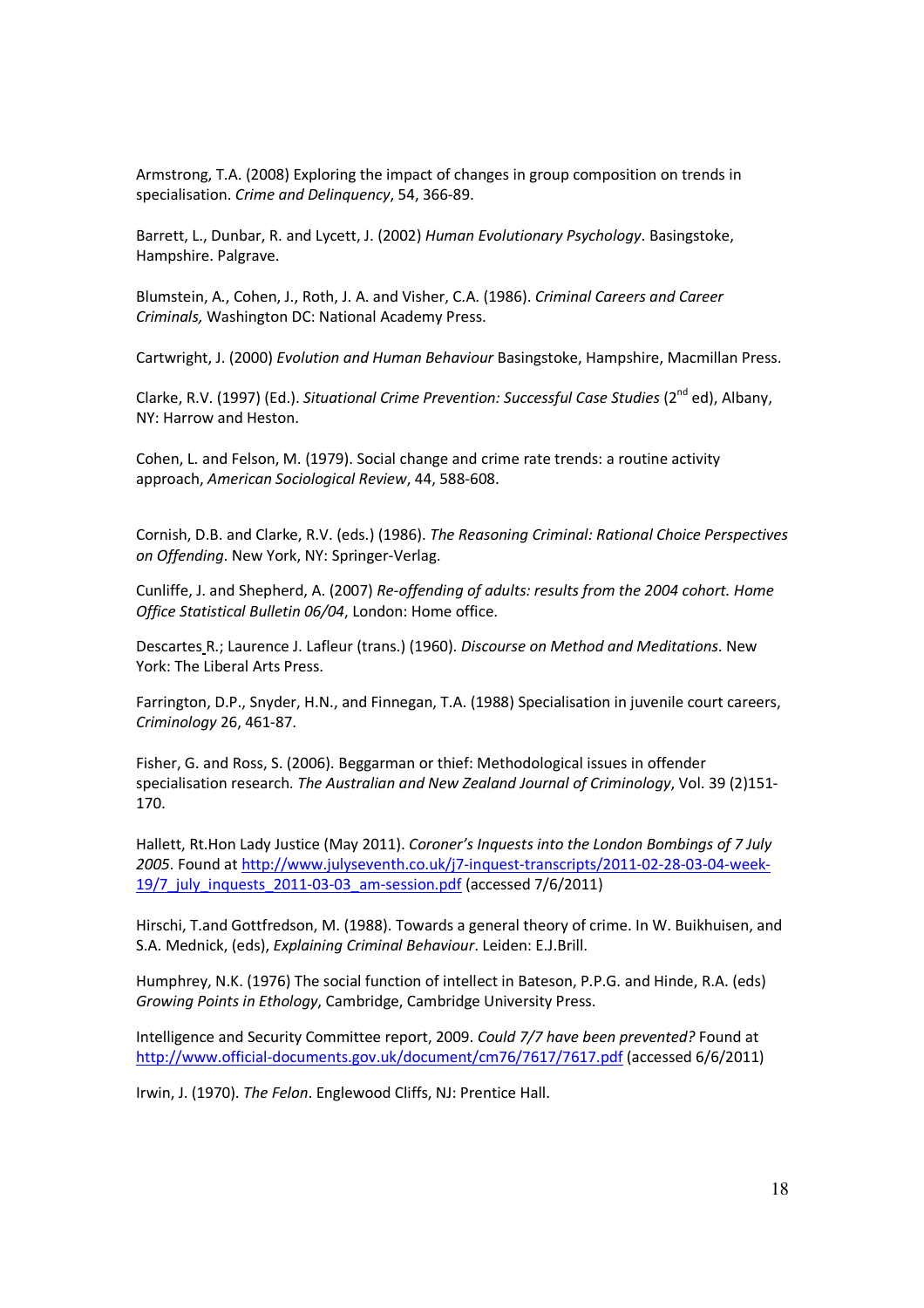Armstrong, T.A. (2008) Exploring the impact of changes in group composition on trends in specialisation. *Crime and Delinquency*, 54, 366-89.

Barrett, L., Dunbar, R. and Lycett, J. (2002) *Human Evolutionary Psychology*. Basingstoke, Hampshire. Palgrave.

Blumstein, A., Cohen, J., Roth, J. A. and Visher, C.A. (1986). *Criminal Careers and Career Criminals,* Washington DC: National Academy Press.

Cartwright, J. (2000) *Evolution and Human Behaviour* Basingstoke, Hampshire, Macmillan Press.

Clarke, R.V. (1997) (Ed.). *Situational Crime Prevention: Successful Case Studies* (2nd ed), Albany, NY: Harrow and Heston.

Cohen, L. and Felson, M. (1979). Social change and crime rate trends: a routine activity approach, *American Sociological Review*, 44, 588-608.

Cornish, D.B. and Clarke, R.V. (eds.) (1986). *The Reasoning Criminal: Rational Choice Perspectives on Offending*. New York, NY: Springer-Verlag.

Cunliffe, J. and Shepherd, A. (2007) *Re-offending of adults: results from the 2004 cohort. Home Office Statistical Bulletin 06/04*, London: Home office.

Descartes R.; Laurence J. Lafleur (trans.) (1960). *Discourse on Method and Meditations*. New York: The Liberal Arts Press.

Farrington, D.P., Snyder, H.N., and Finnegan, T.A. (1988) Specialisation in juvenile court careers, *Criminology* 26, 461-87.

Fisher, G. and Ross, S. (2006). Beggarman or thief: Methodological issues in offender specialisation research. *The Australian and New Zealand Journal of Criminology*, Vol. 39 (2)151-170.

Hallett, Rt.Hon Lady Justice (May 2011). *Coroner's Inquests into the London Bombings of 7 July 2005*. Found at http://www.julyseventh.co.uk/j7-inquest-transcripts/2011-02-28-03-04-week-19/7_july_inquests_2011-03-03_am-session.pdf (accessed 7/6/2011)

Hirschi, T.and Gottfredson, M. (1988). Towards a general theory of crime. In W. Buikhuisen, and S.A. Mednick, (eds), *Explaining Criminal Behaviour*. Leiden: E.J.Brill.

Humphrey, N.K. (1976) The social function of intellect in Bateson, P.P.G. and Hinde, R.A. (eds) *Growing Points in Ethology*, Cambridge, Cambridge University Press.

Intelligence and Security Committee report, 2009. *Could 7/7 have been prevented?* Found at http://www.official-documents.gov.uk/document/cm76/7617/7617.pdf (accessed 6/6/2011)

Irwin, J. (1970). *The Felon*. Englewood Cliffs, NJ: Prentice Hall.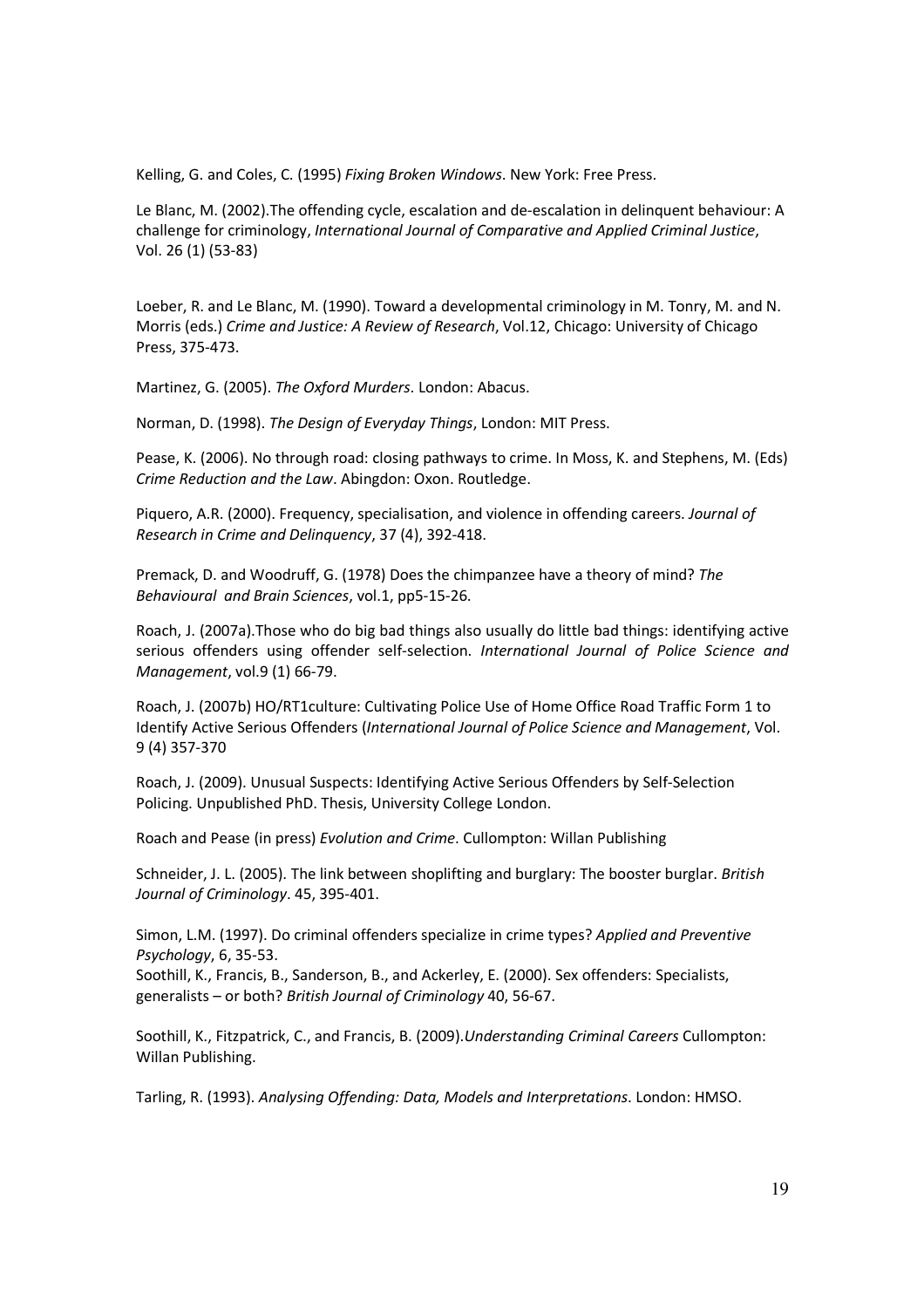Kelling, G. and Coles, C. (1995) *Fixing Broken Windows*. New York: Free Press.

Le Blanc, M. (2002).The offending cycle, escalation and de-escalation in delinquent behaviour: A challenge for criminology, *International Journal of Comparative and Applied Criminal Justice*, Vol. 26 (1) (53-83)

Loeber, R. and Le Blanc, M. (1990). Toward a developmental criminology in M. Tonry, M. and N. Morris (eds.) *Crime and Justice: A Review of Research*, Vol.12, Chicago: University of Chicago Press, 375-473.

Martinez, G. (2005). *The Oxford Murders*. London: Abacus.

Norman, D. (1998). *The Design of Everyday Things*, London: MIT Press.

Pease, K. (2006). No through road: closing pathways to crime. In Moss, K. and Stephens, M. (Eds) *Crime Reduction and the Law*. Abingdon: Oxon. Routledge.

Piquero, A.R. (2000). Frequency, specialisation, and violence in offending careers. *Journal of Research in Crime and Delinquency*, 37 (4), 392-418.

Premack, D. and Woodruff, G. (1978) Does the chimpanzee have a theory of mind? *The Behavioural and Brain Sciences*, vol.1, pp5-15-26.

Roach, J. (2007a).Those who do big bad things also usually do little bad things: identifying active serious offenders using offender self-selection. *International Journal of Police Science and Management*, vol.9 (1) 66-79.

Roach, J. (2007b) HO/RT1culture: Cultivating Police Use of Home Office Road Traffic Form 1 to Identify Active Serious Offenders (*International Journal of Police Science and Management*, Vol. 9 (4) 357-370

Roach, J. (2009). Unusual Suspects: Identifying Active Serious Offenders by Self-Selection Policing. Unpublished PhD. Thesis, University College London.

Roach and Pease (in press) *Evolution and Crime*. Cullompton: Willan Publishing

Schneider, J. L. (2005). The link between shoplifting and burglary: The booster burglar. *British Journal of Criminology*. 45, 395-401.

Simon, L.M. (1997). Do criminal offenders specialize in crime types? *Applied and Preventive Psychology*, 6, 35-53.

Soothill, K., Francis, B., Sanderson, B., and Ackerley, E. (2000). Sex offenders: Specialists, generalists – or both? *British Journal of Criminology* 40, 56-67.

Soothill, K., Fitzpatrick, C., and Francis, B. (2009).*Understanding Criminal Careers* Cullompton: Willan Publishing.

Tarling, R. (1993). *Analysing Offending: Data, Models and Interpretations*. London: HMSO.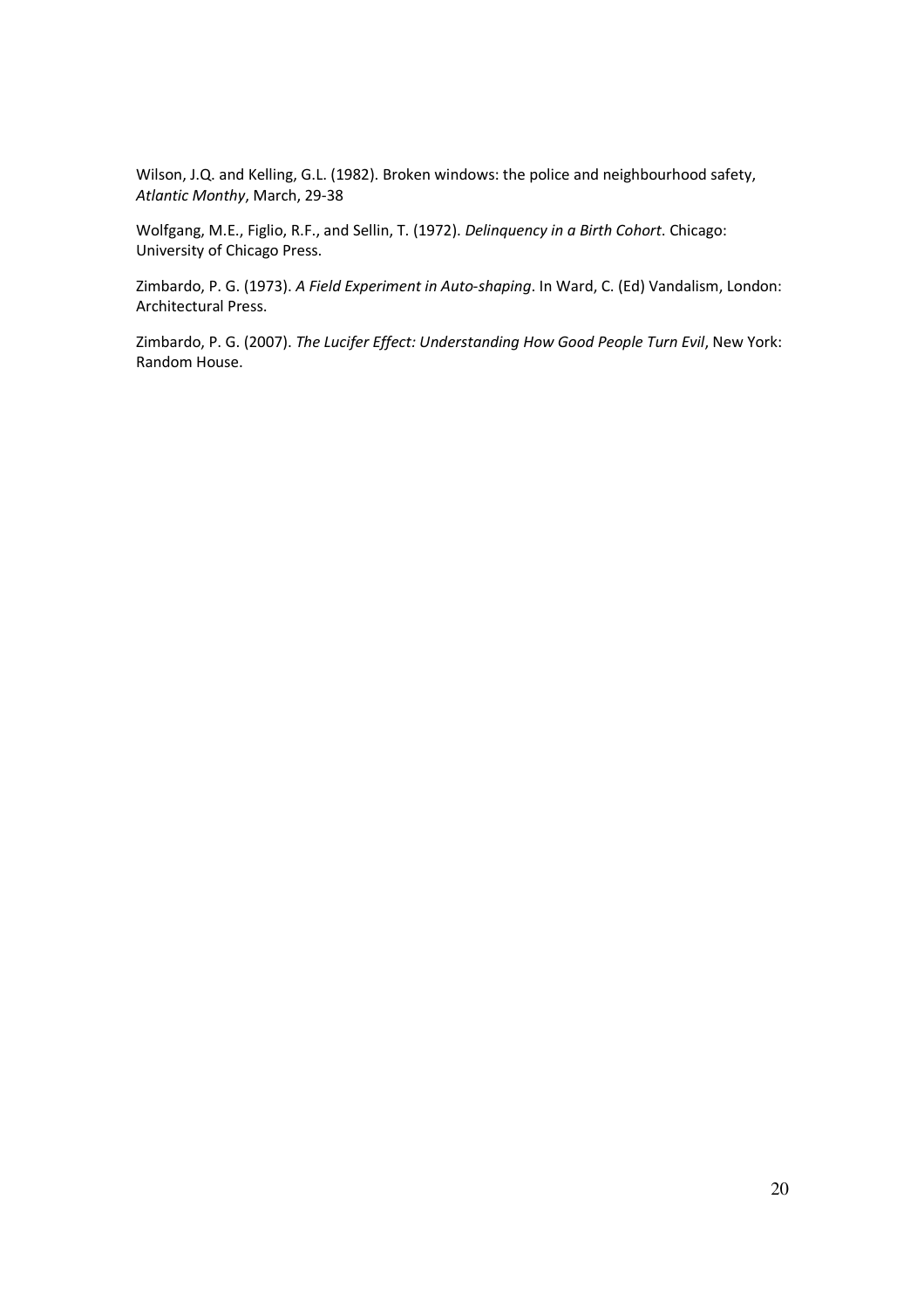Wilson, J.Q. and Kelling, G.L. (1982). Broken windows: the police and neighbourhood safety, *Atlantic Monthy*, March, 29-38

Wolfgang, M.E., Figlio, R.F., and Sellin, T. (1972). *Delinquency in a Birth Cohort*. Chicago: University of Chicago Press.

Zimbardo, P. G. (1973). *A Field Experiment in Auto-shaping*. In Ward, C. (Ed) Vandalism, London: Architectural Press.

Zimbardo, P. G. (2007). *The Lucifer Effect: Understanding How Good People Turn Evil*, New York: Random House.